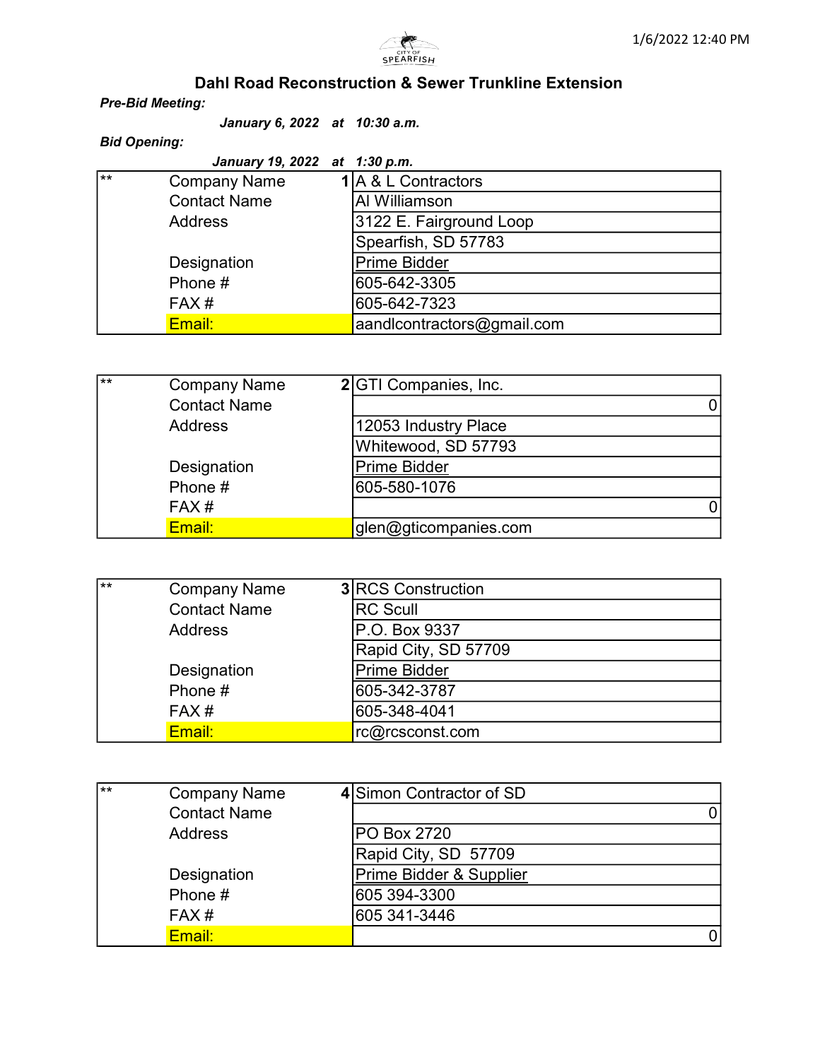# Dahl Road Reconstruction & Sewer Trunkline Extension

***Pre-Bid Meeting:***

***January 6, 2022 at 10:30 a.m.***

***Bid Opening:***

***January 19, 2022 at 1:30 p.m.***

| ** | | | |
|---|---|---|---|
| | Company Name | 1 | A & L Contractors |
| | Contact Name | | Al Williamson |
| | Address | | 3122 E. Fairground Loop |
| | | | Spearfish, SD 57783 |
| | Designation | | Prime Bidder |
| | Phone # | | 605-642-3305 |
| | FAX # | | 605-642-7323 |
| | Email: | | aandlcontractors@gmail.com |

| ** | | | |
|---|---|---|---|
| | Company Name | 2 | GTI Companies, Inc. |
| | Contact Name | | 0 |
| | Address | | 12053 Industry Place |
| | | | Whitewood, SD 57793 |
| | Designation | | Prime Bidder |
| | Phone # | | 605-580-1076 |
| | FAX # | | 0 |
| | Email: | | glen@gticompanies.com |

| ** | | | |
|---|---|---|---|
| | Company Name | 3 | RCS Construction |
| | Contact Name | | RC Scull |
| | Address | | P.O. Box 9337 |
| | | | Rapid City, SD 57709 |
| | Designation | | Prime Bidder |
| | Phone # | | 605-342-3787 |
| | FAX # | | 605-348-4041 |
| | Email: | | rc@rcsconst.com |

| ** | | | |
|---|---|---|---|
| | Company Name | 4 | Simon Contractor of SD |
| | Contact Name | | 0 |
| | Address | | PO Box 2720 |
| | | | Rapid City, SD 57709 |
| | Designation | | Prime Bidder & Supplier |
| | Phone # | | 605 394-3300 |
| | FAX # | | 605 341-3446 |
| | Email: | | 0 |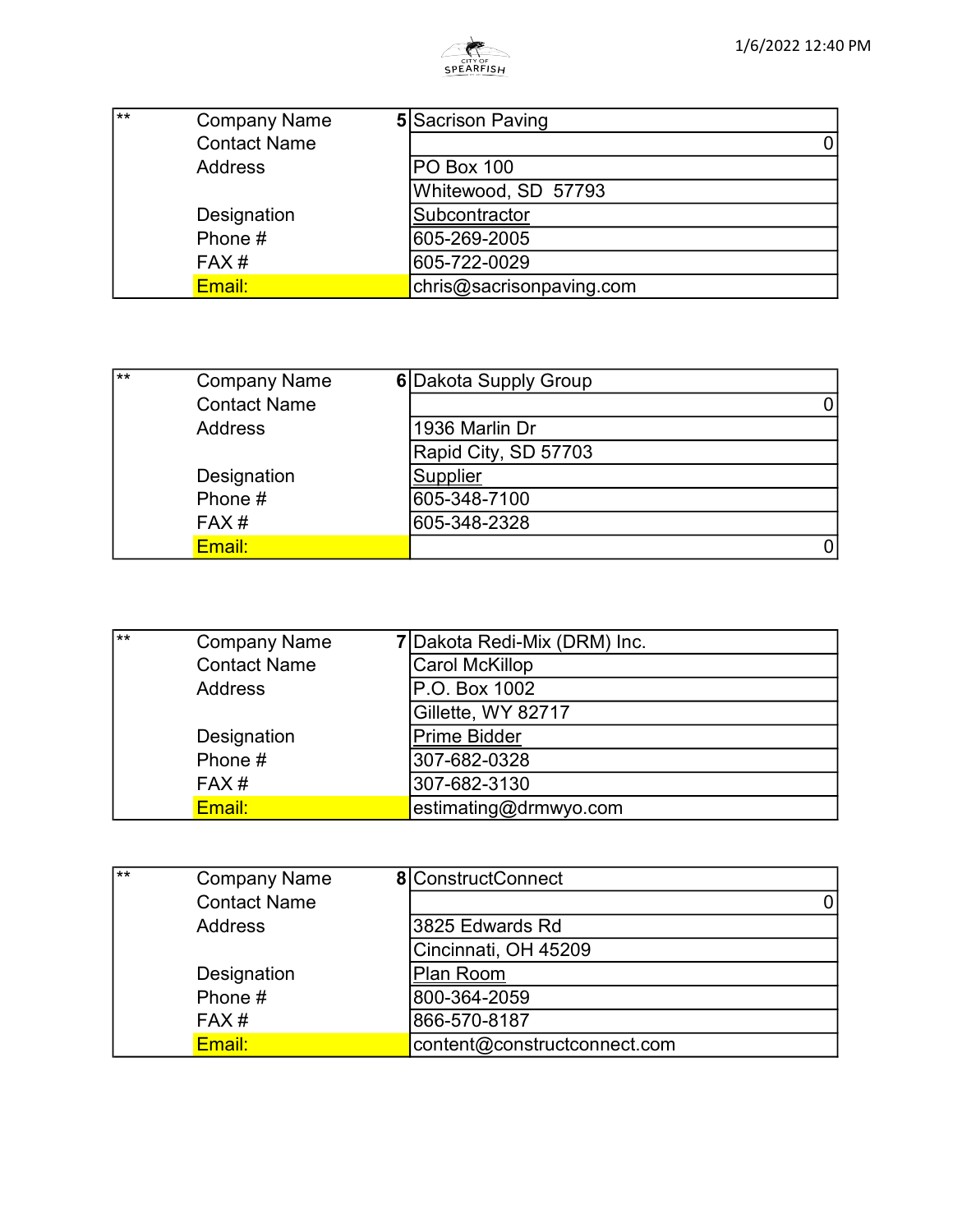| ** | Company Name | 5 | Sacrison Paving |
|---|---|---|---|
| | Contact Name | | 0 |
| | Address | | PO Box 100 |
| | | | Whitewood, SD 57793 |
| | Designation | | Subcontractor |
| | Phone # | | 605-269-2005 |
| | FAX # | | 605-722-0029 |
| | Email: | | chris@sacrisonpaving.com |

| ** | Company Name | 6 | Dakota Supply Group |
|---|---|---|---|
| | Contact Name | | 0 |
| | Address | | 1936 Marlin Dr |
| | | | Rapid City, SD 57703 |
| | Designation | | Supplier |
| | Phone # | | 605-348-7100 |
| | FAX # | | 605-348-2328 |
| | Email: | | 0 |

| ** | Company Name | 7 | Dakota Redi-Mix (DRM) Inc. |
|---|---|---|---|
| | Contact Name | | Carol McKillop |
| | Address | | P.O. Box 1002 |
| | | | Gillette, WY 82717 |
| | Designation | | Prime Bidder |
| | Phone # | | 307-682-0328 |
| | FAX # | | 307-682-3130 |
| | Email: | | estimating@drmwyo.com |

| ** | Company Name | 8 | ConstructConnect |
|---|---|---|---|
| | Contact Name | | 0 |
| | Address | | 3825 Edwards Rd |
| | | | Cincinnati, OH 45209 |
| | Designation | | Plan Room |
| | Phone # | | 800-364-2059 |
| | FAX # | | 866-570-8187 |
| | Email: | | content@constructconnect.com |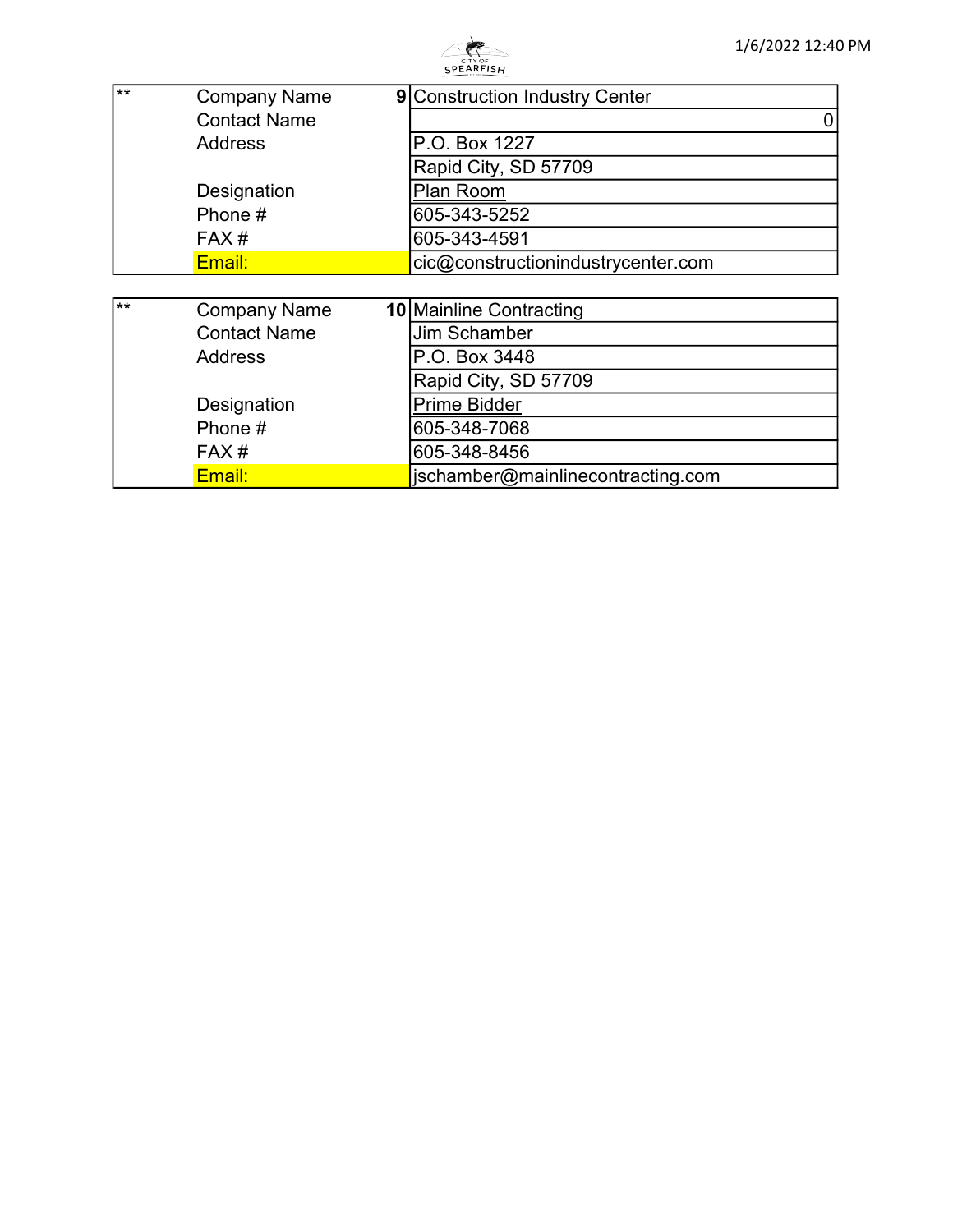| | | | |
|---|---|---|---|
| ** | Company Name | 9 | Construction Industry Center |
| | Contact Name | | 0 |
| | Address | | P.O. Box 1227 |
| | | | Rapid City, SD 57709 |
| | Designation | | Plan Room |
| | Phone # | | 605-343-5252 |
| | FAX # | | 605-343-4591 |
| | Email: | | cic@constructionindustrycenter.com |

| | | | |
|---|---|---|---|
| ** | Company Name | 10 | Mainline Contracting |
| | Contact Name | | Jim Schamber |
| | Address | | P.O. Box 3448 |
| | | | Rapid City, SD 57709 |
| | Designation | | Prime Bidder |
| | Phone # | | 605-348-7068 |
| | FAX # | | 605-348-8456 |
| | Email: | | jschamber@mainlinecontracting.com |